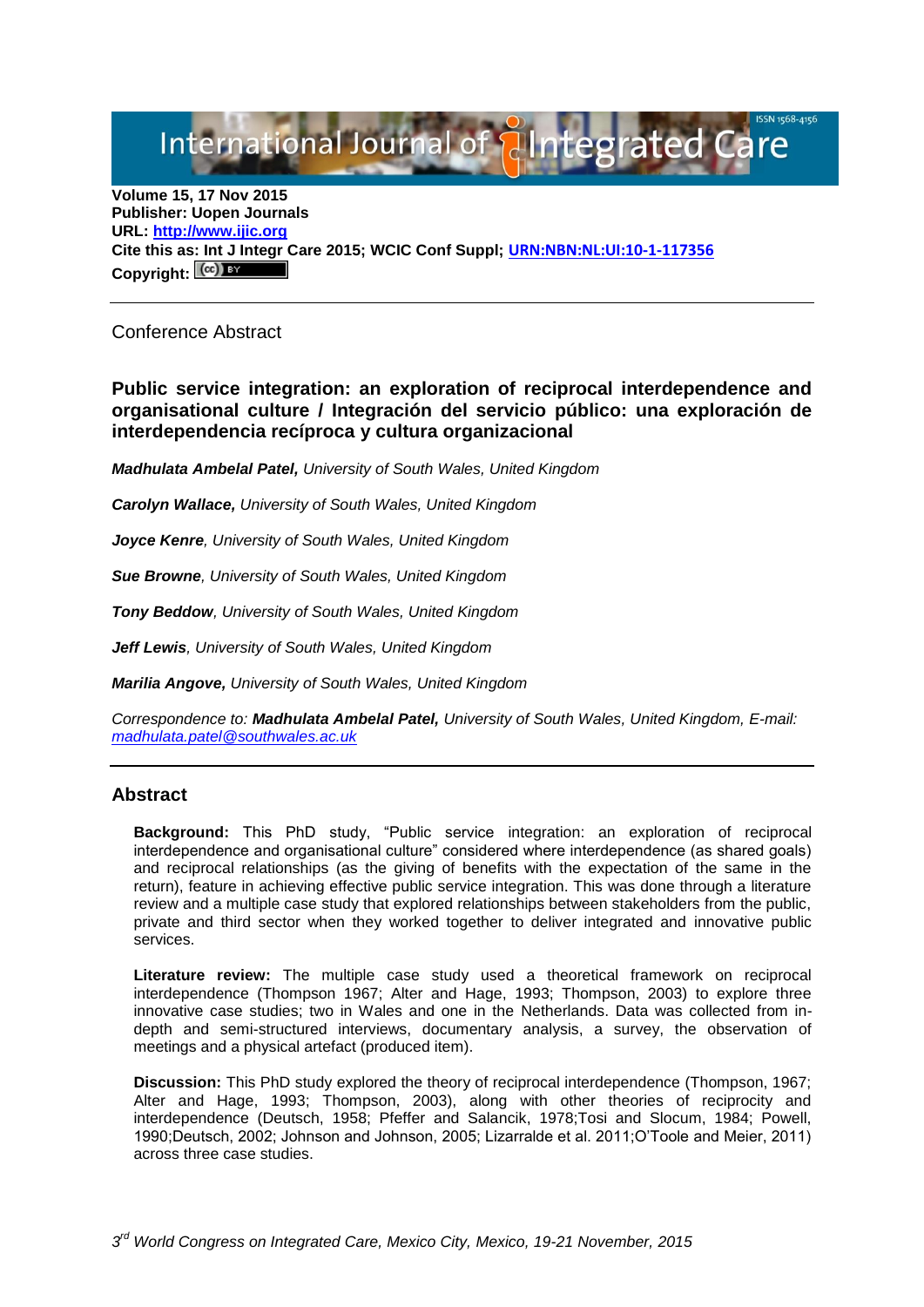**Volume 15, 17 Nov 2015**
**Publisher: Uopen Journals**
**URL: [http://www.ijic.org](http://www.ijic.org)**
**Cite this as: Int J Integr Care 2015; WCIC Conf Suppl; [URN:NBN:NL:UI:10-1-117356](URN:NBN:NL:UI:10-1-117356)**
**Copyright:**

---

Conference Abstract

## Public service integration: an exploration of reciprocal interdependence and organisational culture / Integración del servicio público: una exploración de interdependencia recíproca y cultura organizacional

***Madhulata Ambelal Patel,*** *University of South Wales, United Kingdom*

***Carolyn Wallace,*** *University of South Wales, United Kingdom*

***Joyce Kenre****, University of South Wales, United Kingdom*

***Sue Browne****, University of South Wales, United Kingdom*

***Tony Beddow****, University of South Wales, United Kingdom*

***Jeff Lewis****, University of South Wales, United Kingdom*

***Marilia Angove,*** *University of South Wales, United Kingdom*

*Correspondence to:* ***Madhulata Ambelal Patel,*** *University of South Wales, United Kingdom, E-mail: [madhulata.patel@southwales.ac.uk](mailto:madhulata.patel@southwales.ac.uk)*

---

### Abstract

**Background:** This PhD study, "Public service integration: an exploration of reciprocal interdependence and organisational culture" considered where interdependence (as shared goals) and reciprocal relationships (as the giving of benefits with the expectation of the same in the return), feature in achieving effective public service integration. This was done through a literature review and a multiple case study that explored relationships between stakeholders from the public, private and third sector when they worked together to deliver integrated and innovative public services.

**Literature review:** The multiple case study used a theoretical framework on reciprocal interdependence (Thompson 1967; Alter and Hage, 1993; Thompson, 2003) to explore three innovative case studies; two in Wales and one in the Netherlands. Data was collected from in-depth and semi-structured interviews, documentary analysis, a survey, the observation of meetings and a physical artefact (produced item).

**Discussion:** This PhD study explored the theory of reciprocal interdependence (Thompson, 1967; Alter and Hage, 1993; Thompson, 2003), along with other theories of reciprocity and interdependence (Deutsch, 1958; Pfeffer and Salancik, 1978;Tosi and Slocum, 1984; Powell, 1990;Deutsch, 2002; Johnson and Johnson, 2005; Lizarralde et al. 2011;O'Toole and Meier, 2011) across three case studies.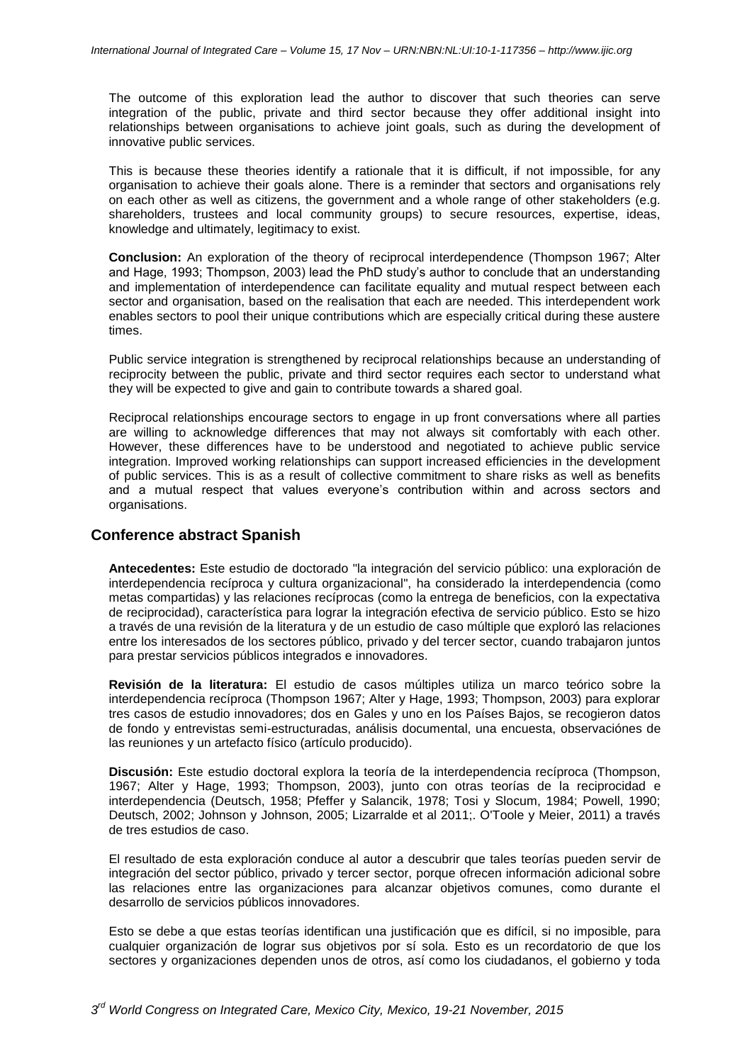The outcome of this exploration lead the author to discover that such theories can serve integration of the public, private and third sector because they offer additional insight into relationships between organisations to achieve joint goals, such as during the development of innovative public services.

This is because these theories identify a rationale that it is difficult, if not impossible, for any organisation to achieve their goals alone. There is a reminder that sectors and organisations rely on each other as well as citizens, the government and a whole range of other stakeholders (e.g. shareholders, trustees and local community groups) to secure resources, expertise, ideas, knowledge and ultimately, legitimacy to exist.

**Conclusion:** An exploration of the theory of reciprocal interdependence (Thompson 1967; Alter and Hage, 1993; Thompson, 2003) lead the PhD study's author to conclude that an understanding and implementation of interdependence can facilitate equality and mutual respect between each sector and organisation, based on the realisation that each are needed. This interdependent work enables sectors to pool their unique contributions which are especially critical during these austere times.

Public service integration is strengthened by reciprocal relationships because an understanding of reciprocity between the public, private and third sector requires each sector to understand what they will be expected to give and gain to contribute towards a shared goal.

Reciprocal relationships encourage sectors to engage in up front conversations where all parties are willing to acknowledge differences that may not always sit comfortably with each other. However, these differences have to be understood and negotiated to achieve public service integration. Improved working relationships can support increased efficiencies in the development of public services. This is as a result of collective commitment to share risks as well as benefits and a mutual respect that values everyone's contribution within and across sectors and organisations.

## Conference abstract Spanish

**Antecedentes:** Este estudio de doctorado "la integración del servicio público: una exploración de interdependencia recíproca y cultura organizacional", ha considerado la interdependencia (como metas compartidas) y las relaciones recíprocas (como la entrega de beneficios, con la expectativa de reciprocidad), característica para lograr la integración efectiva de servicio público. Esto se hizo a través de una revisión de la literatura y de un estudio de caso múltiple que exploró las relaciones entre los interesados de los sectores público, privado y del tercer sector, cuando trabajaron juntos para prestar servicios públicos integrados e innovadores.

**Revisión de la literatura:** El estudio de casos múltiples utiliza un marco teórico sobre la interdependencia recíproca (Thompson 1967; Alter y Hage, 1993; Thompson, 2003) para explorar tres casos de estudio innovadores; dos en Gales y uno en los Países Bajos, se recogieron datos de fondo y entrevistas semi-estructuradas, análisis documental, una encuesta, observaciónes de las reuniones y un artefacto físico (artículo producido).

**Discusión:** Este estudio doctoral explora la teoría de la interdependencia recíproca (Thompson, 1967; Alter y Hage, 1993; Thompson, 2003), junto con otras teorías de la reciprocidad e interdependencia (Deutsch, 1958; Pfeffer y Salancik, 1978; Tosi y Slocum, 1984; Powell, 1990; Deutsch, 2002; Johnson y Johnson, 2005; Lizarralde et al 2011;. O'Toole y Meier, 2011) a través de tres estudios de caso.

El resultado de esta exploración conduce al autor a descubrir que tales teorías pueden servir de integración del sector público, privado y tercer sector, porque ofrecen información adicional sobre las relaciones entre las organizaciones para alcanzar objetivos comunes, como durante el desarrollo de servicios públicos innovadores.

Esto se debe a que estas teorías identifican una justificación que es difícil, si no imposible, para cualquier organización de lograr sus objetivos por sí sola. Esto es un recordatorio de que los sectores y organizaciones dependen unos de otros, así como los ciudadanos, el gobierno y toda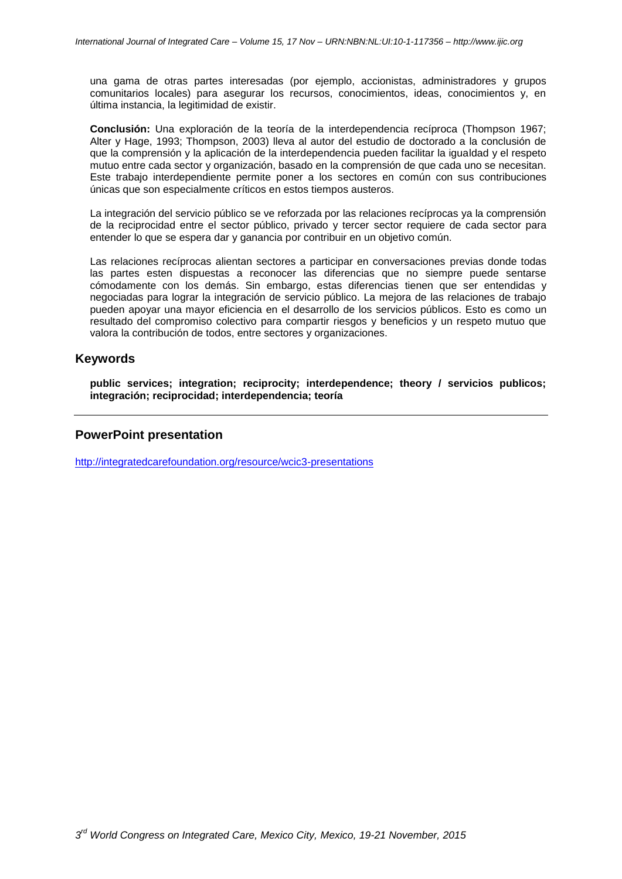una gama de otras partes interesadas (por ejemplo, accionistas, administradores y grupos comunitarios locales) para asegurar los recursos, conocimientos, ideas, conocimientos y, en última instancia, la legitimidad de existir.

**Conclusión:** Una exploración de la teoría de la interdependencia recíproca (Thompson 1967; Alter y Hage, 1993; Thompson, 2003) lleva al autor del estudio de doctorado a la conclusión de que la comprensión y la aplicación de la interdependencia pueden facilitar la igualdad y el respeto mutuo entre cada sector y organización, basado en la comprensión de que cada uno se necesitan. Este trabajo interdependiente permite poner a los sectores en común con sus contribuciones únicas que son especialmente críticos en estos tiempos austeros.

La integración del servicio público se ve reforzada por las relaciones recíprocas ya la comprensión de la reciprocidad entre el sector público, privado y tercer sector requiere de cada sector para entender lo que se espera dar y ganancia por contribuir en un objetivo común.

Las relaciones recíprocas alientan sectores a participar en conversaciones previas donde todas las partes esten dispuestas a reconocer las diferencias que no siempre puede sentarse cómodamente con los demás. Sin embargo, estas diferencias tienen que ser entendidas y negociadas para lograr la integración de servicio público. La mejora de las relaciones de trabajo pueden apoyar una mayor eficiencia en el desarrollo de los servicios públicos. Esto es como un resultado del compromiso colectivo para compartir riesgos y beneficios y un respeto mutuo que valora la contribución de todos, entre sectores y organizaciones.

## Keywords

**public services; integration; reciprocity; interdependence; theory / servicios publicos; integración; reciprocidad; interdependencia; teoría**

---

## PowerPoint presentation

http://integratedcarefoundation.org/resource/wcic3-presentations